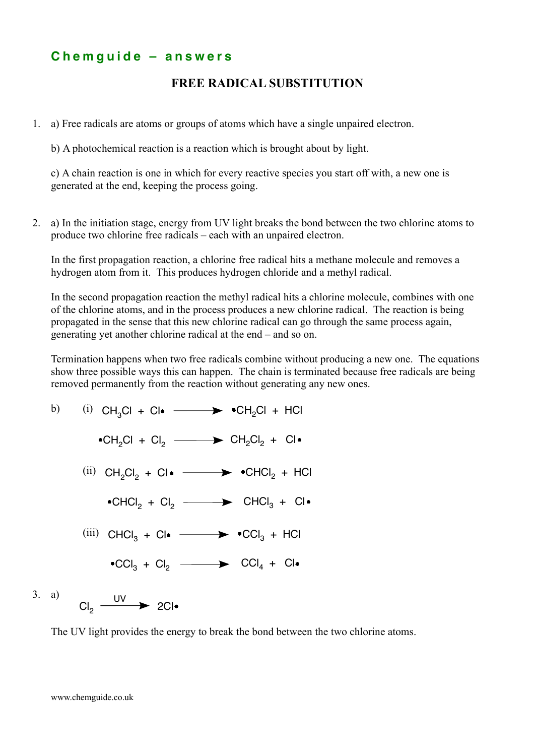## Chemguide – answers

# FREE RADICAL SUBSTITUTION

1. a) Free radicals are atoms or groups of atoms which have a single unpaired electron.

   b) A photochemical reaction is a reaction which is brought about by light.

   c) A chain reaction is one in which for every reactive species you start off with, a new one is generated at the end, keeping the process going.

2. a) In the initiation stage, energy from UV light breaks the bond between the two chlorine atoms to produce two chlorine free radicals – each with an unpaired electron.

   In the first propagation reaction, a chlorine free radical hits a methane molecule and removes a hydrogen atom from it. This produces hydrogen chloride and a methyl radical.

   In the second propagation reaction the methyl radical hits a chlorine molecule, combines with one of the chlorine atoms, and in the process produces a new chlorine radical. The reaction is being propagated in the sense that this new chlorine radical can go through the same process again, generating yet another chlorine radical at the end – and so on.

   Termination happens when two free radicals combine without producing a new one. The equations show three possible ways this can happen. The chain is terminated because free radicals are being removed permanently from the reaction without generating any new ones.

   b) (i)

   $$CH_3Cl + Cl\bullet \longrightarrow \bullet CH_2Cl + HCl$$

   $$\bullet CH_2Cl + Cl_2 \longrightarrow CH_2Cl_2 + Cl\bullet$$

   (ii)

   $$CH_2Cl_2 + Cl\bullet \longrightarrow \bullet CHCl_2 + HCl$$

   $$\bullet CHCl_2 + Cl_2 \longrightarrow CHCl_3 + Cl\bullet$$

   (iii)

   $$CHCl_3 + Cl\bullet \longrightarrow \bullet CCl_3 + HCl$$

   $$\bullet CCl_3 + Cl_2 \longrightarrow CCl_4 + Cl\bullet$$

3. a)

   $$Cl_2 \xrightarrow{UV} 2Cl\bullet$$

   The UV light provides the energy to break the bond between the two chlorine atoms.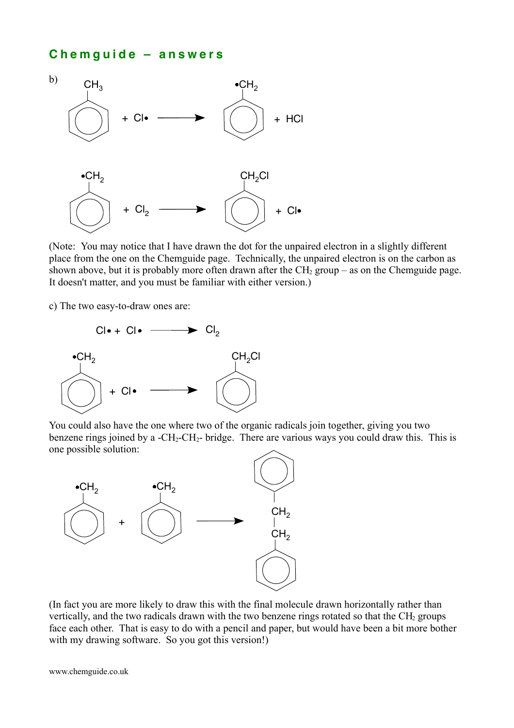## Chemguide – answers

b)

(Note: You may notice that I have drawn the dot for the unpaired electron in a slightly different place from the one on the Chemguide page. Technically, the unpaired electron is on the carbon as shown above, but it is probably more often drawn after the $CH_2$ group – as on the Chemguide page. It doesn't matter, and you must be familiar with either version.)

c) The two easy-to-draw ones are:

$$Cl\bullet + Cl\bullet \longrightarrow Cl_2$$

You could also have the one where two of the organic radicals join together, giving you two benzene rings joined by a $-CH_2-CH_2-$ bridge. There are various ways you could draw this. This is one possible solution:

(In fact you are more likely to draw this with the final molecule drawn horizontally rather than vertically, and the two radicals drawn with the two benzene rings rotated so that the $CH_2$ groups face each other. That is easy to do with a pencil and paper, but would have been a bit more bother with my drawing software. So you got this version!)